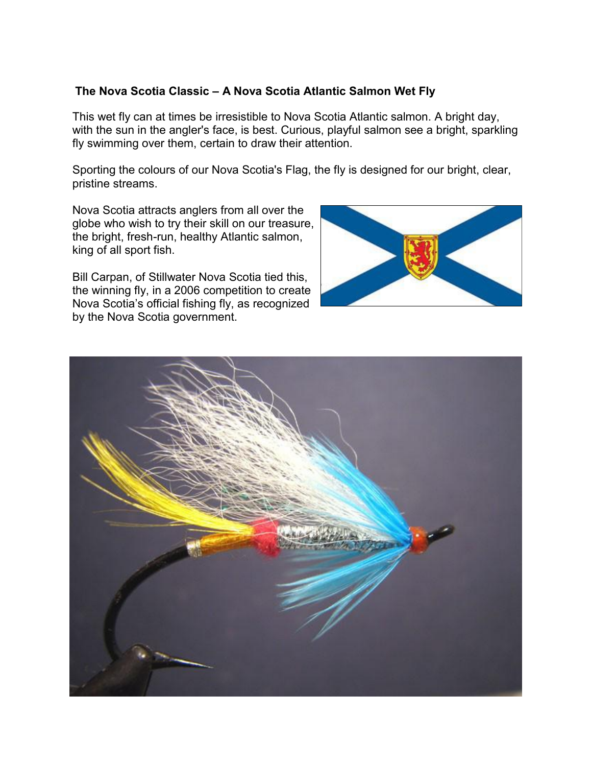**The Nova Scotia Classic – A Nova Scotia Atlantic Salmon Wet Fly**

This wet fly can at times be irresistible to Nova Scotia Atlantic salmon. A bright day, with the sun in the angler's face, is best. Curious, playful salmon see a bright, sparkling fly swimming over them, certain to draw their attention.

Sporting the colours of our Nova Scotia's Flag, the fly is designed for our bright, clear, pristine streams.

Nova Scotia attracts anglers from all over the globe who wish to try their skill on our treasure, the bright, fresh-run, healthy Atlantic salmon, king of all sport fish.

Bill Carpan, of Stillwater Nova Scotia tied this, the winning fly, in a 2006 competition to create Nova Scotia's official fishing fly, as recognized by the Nova Scotia government.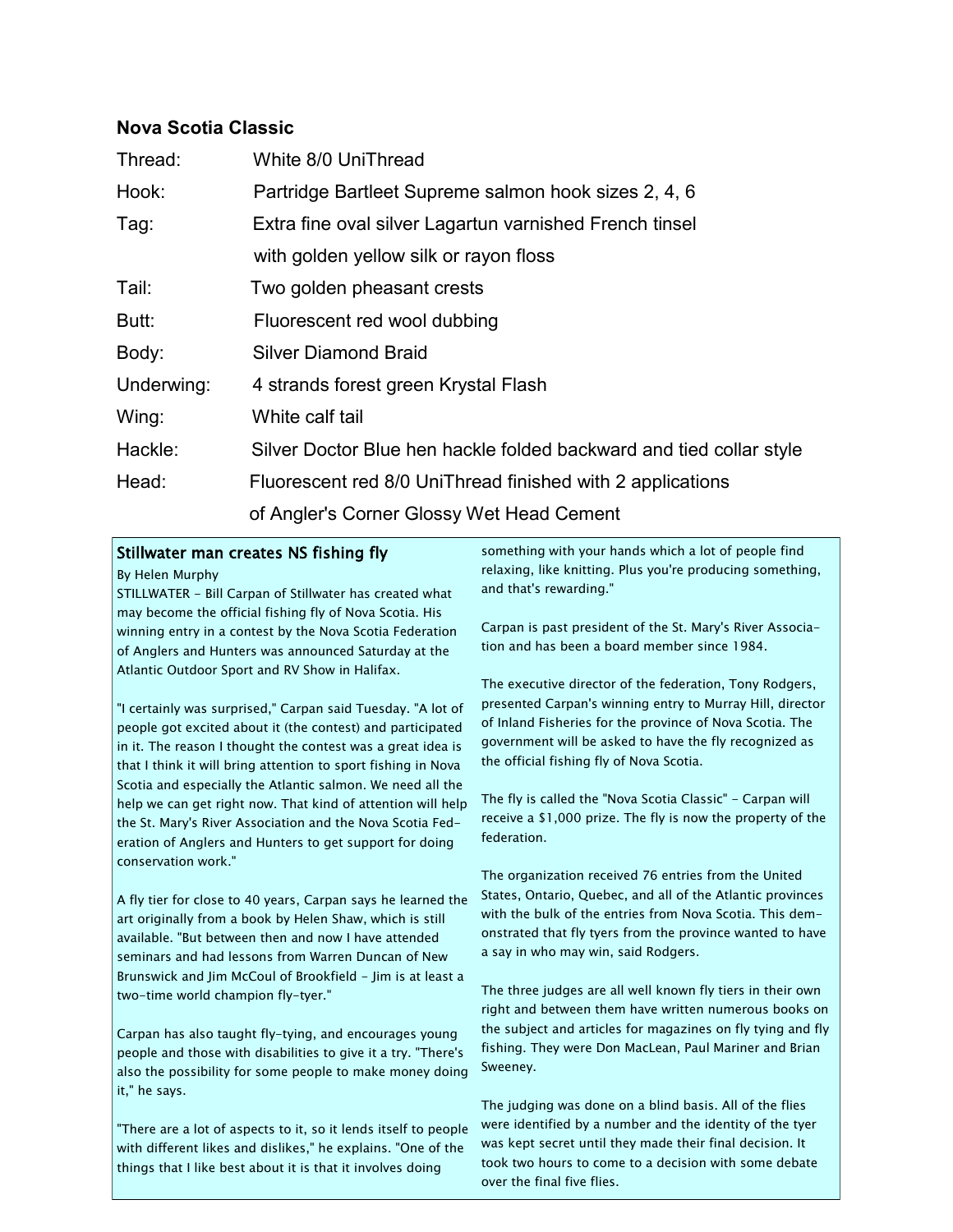## Nova Scotia Classic

| | |
|---|---|
| Thread: | White 8/0 UniThread |
| Hook: | Partridge Bartleet Supreme salmon hook sizes 2, 4, 6 |
| Tag: | Extra fine oval silver Lagartun varnished French tinsel with golden yellow silk or rayon floss |
| Tail: | Two golden pheasant crests |
| Butt: | Fluorescent red wool dubbing |
| Body: | Silver Diamond Braid |
| Underwing: | 4 strands forest green Krystal Flash |
| Wing: | White calf tail |
| Hackle: | Silver Doctor Blue hen hackle folded backward and tied collar style |
| Head: | Fluorescent red 8/0 UniThread finished with 2 applications of Angler's Corner Glossy Wet Head Cement |

### Stillwater man creates NS fishing fly

By Helen Murphy

STILLWATER - Bill Carpan of Stillwater has created what may become the official fishing fly of Nova Scotia. His winning entry in a contest by the Nova Scotia Federation of Anglers and Hunters was announced Saturday at the Atlantic Outdoor Sport and RV Show in Halifax.

"I certainly was surprised," Carpan said Tuesday. "A lot of people got excited about it (the contest) and participated in it. The reason I thought the contest was a great idea is that I think it will bring attention to sport fishing in Nova Scotia and especially the Atlantic salmon. We need all the help we can get right now. That kind of attention will help the St. Mary's River Association and the Nova Scotia Federation of Anglers and Hunters to get support for doing conservation work."

A fly tier for close to 40 years, Carpan says he learned the art originally from a book by Helen Shaw, which is still available. "But between then and now I have attended seminars and had lessons from Warren Duncan of New Brunswick and Jim McCoul of Brookfield - Jim is at least a two-time world champion fly-tyer."

Carpan has also taught fly-tying, and encourages young people and those with disabilities to give it a try. "There's also the possibility for some people to make money doing it," he says.

"There are a lot of aspects to it, so it lends itself to people with different likes and dislikes," he explains. "One of the things that I like best about it is that it involves doing something with your hands which a lot of people find relaxing, like knitting. Plus you're producing something, and that's rewarding."

Carpan is past president of the St. Mary's River Association and has been a board member since 1984.

The executive director of the federation, Tony Rodgers, presented Carpan's winning entry to Murray Hill, director of Inland Fisheries for the province of Nova Scotia. The government will be asked to have the fly recognized as the official fishing fly of Nova Scotia.

The fly is called the "Nova Scotia Classic" - Carpan will receive a $1,000 prize. The fly is now the property of the federation.

The organization received 76 entries from the United States, Ontario, Quebec, and all of the Atlantic provinces with the bulk of the entries from Nova Scotia. This demonstrated that fly tyers from the province wanted to have a say in who may win, said Rodgers.

The three judges are all well known fly tiers in their own right and between them have written numerous books on the subject and articles for magazines on fly tying and fly fishing. They were Don MacLean, Paul Mariner and Brian Sweeney.

The judging was done on a blind basis. All of the flies were identified by a number and the identity of the tyer was kept secret until they made their final decision. It took two hours to come to a decision with some debate over the final five flies.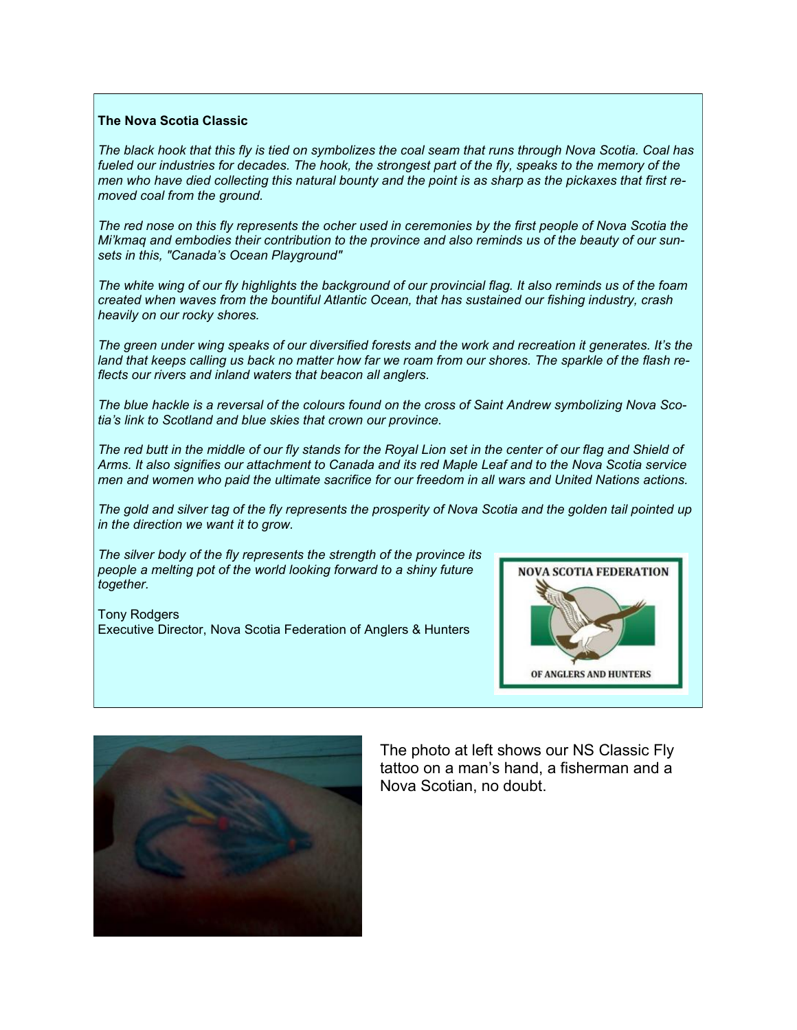**The Nova Scotia Classic**

*The black hook that this fly is tied on symbolizes the coal seam that runs through Nova Scotia. Coal has fueled our industries for decades. The hook, the strongest part of the fly, speaks to the memory of the men who have died collecting this natural bounty and the point is as sharp as the pickaxes that first removed coal from the ground.*

*The red nose on this fly represents the ocher used in ceremonies by the first people of Nova Scotia the Mi'kmaq and embodies their contribution to the province and also reminds us of the beauty of our sunsets in this, "Canada's Ocean Playground"*

*The white wing of our fly highlights the background of our provincial flag. It also reminds us of the foam created when waves from the bountiful Atlantic Ocean, that has sustained our fishing industry, crash heavily on our rocky shores.*

*The green under wing speaks of our diversified forests and the work and recreation it generates. It's the land that keeps calling us back no matter how far we roam from our shores. The sparkle of the flash reflects our rivers and inland waters that beacon all anglers.*

*The blue hackle is a reversal of the colours found on the cross of Saint Andrew symbolizing Nova Scotia's link to Scotland and blue skies that crown our province.*

*The red butt in the middle of our fly stands for the Royal Lion set in the center of our flag and Shield of Arms. It also signifies our attachment to Canada and its red Maple Leaf and to the Nova Scotia service men and women who paid the ultimate sacrifice for our freedom in all wars and United Nations actions.*

*The gold and silver tag of the fly represents the prosperity of Nova Scotia and the golden tail pointed up in the direction we want it to grow.*

*The silver body of the fly represents the strength of the province its people a melting pot of the world looking forward to a shiny future together.*

Tony Rodgers
Executive Director, Nova Scotia Federation of Anglers & Hunters

NOVA SCOTIA FEDERATION OF ANGLERS AND HUNTERS

The photo at left shows our NS Classic Fly tattoo on a man's hand, a fisherman and a Nova Scotian, no doubt.